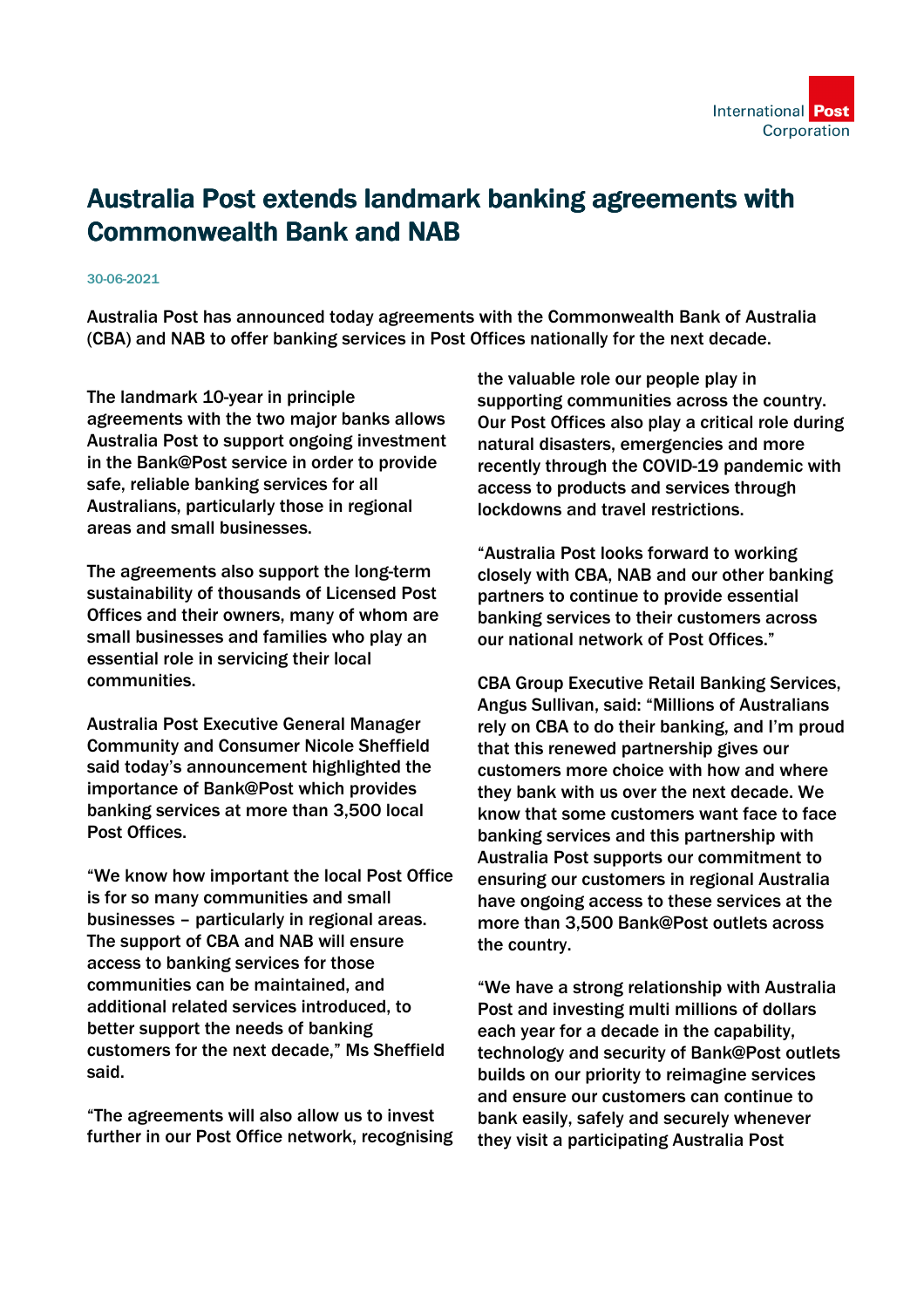# Australia Post extends landmark banking agreements with Commonwealth Bank and NAB

30-06-2021

Australia Post has announced today agreements with the Commonwealth Bank of Australia (CBA) and NAB to offer banking services in Post Offices nationally for the next decade.

The landmark 10-year in principle agreements with the two major banks allows Australia Post to support ongoing investment in the Bank@Post service in order to provide safe, reliable banking services for all Australians, particularly those in regional areas and small businesses.

The agreements also support the long-term sustainability of thousands of Licensed Post Offices and their owners, many of whom are small businesses and families who play an essential role in servicing their local communities.

Australia Post Executive General Manager Community and Consumer Nicole Sheffield said today's announcement highlighted the importance of Bank@Post which provides banking services at more than 3,500 local Post Offices.

"We know how important the local Post Office is for so many communities and small businesses – particularly in regional areas. The support of CBA and NAB will ensure access to banking services for those communities can be maintained, and additional related services introduced, to better support the needs of banking customers for the next decade," Ms Sheffield said.

"The agreements will also allow us to invest further in our Post Office network, recognising the valuable role our people play in supporting communities across the country. Our Post Offices also play a critical role during natural disasters, emergencies and more recently through the COVID-19 pandemic with access to products and services through lockdowns and travel restrictions.

"Australia Post looks forward to working closely with CBA, NAB and our other banking partners to continue to provide essential banking services to their customers across our national network of Post Offices."

CBA Group Executive Retail Banking Services, Angus Sullivan, said: "Millions of Australians rely on CBA to do their banking, and I'm proud that this renewed partnership gives our customers more choice with how and where they bank with us over the next decade. We know that some customers want face to face banking services and this partnership with Australia Post supports our commitment to ensuring our customers in regional Australia have ongoing access to these services at the more than 3,500 Bank@Post outlets across the country.

"We have a strong relationship with Australia Post and investing multi millions of dollars each year for a decade in the capability, technology and security of Bank@Post outlets builds on our priority to reimagine services and ensure our customers can continue to bank easily, safely and securely whenever they visit a participating Australia Post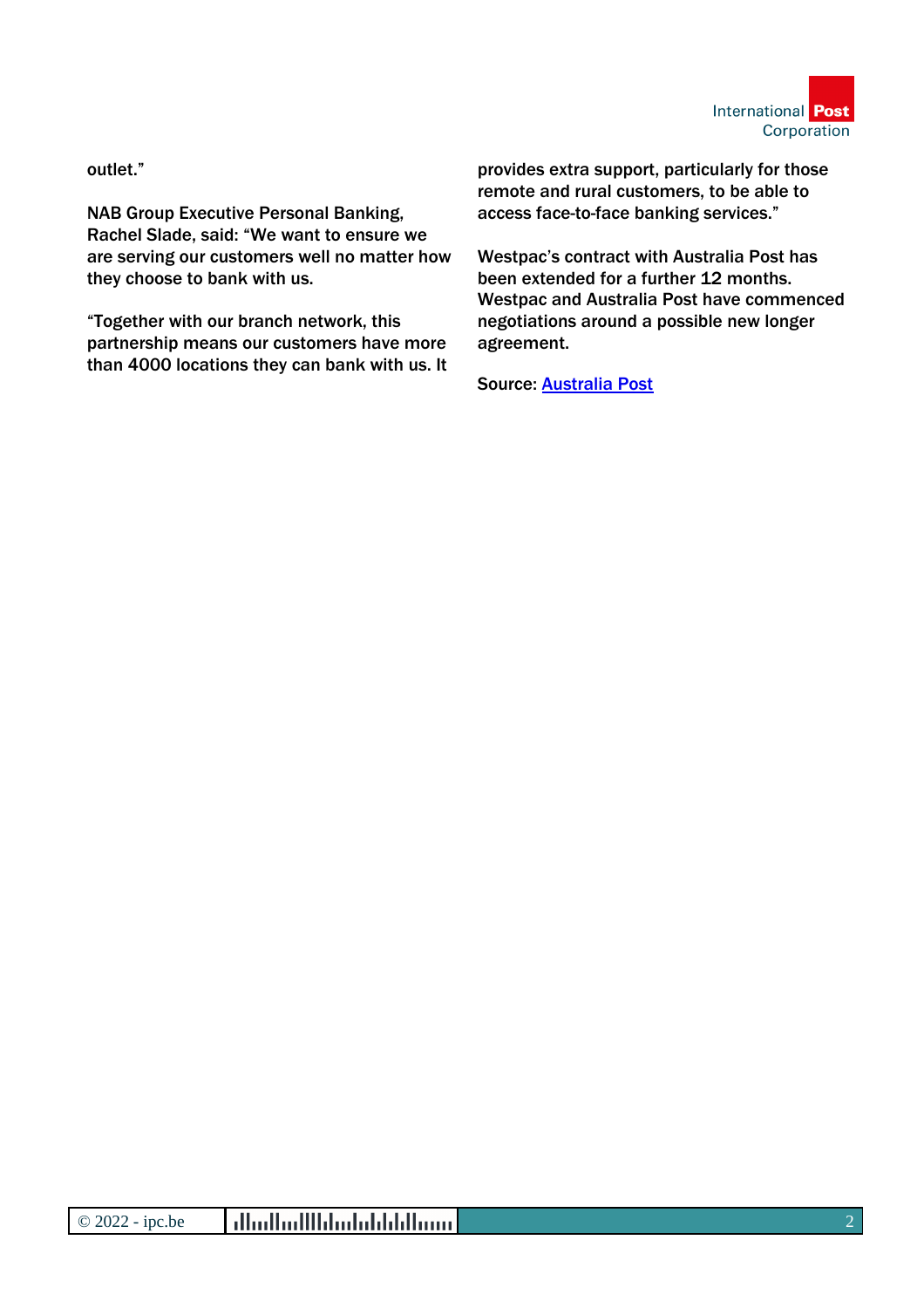outlet."

NAB Group Executive Personal Banking, Rachel Slade, said: "We want to ensure we are serving our customers well no matter how they choose to bank with us.

"Together with our branch network, this partnership means our customers have more than 4000 locations they can bank with us. It provides extra support, particularly for those remote and rural customers, to be able to access face-to-face banking services."

Westpac's contract with Australia Post has been extended for a further 12 months. Westpac and Australia Post have commenced negotiations around a possible new longer agreement.

Source: [Australia Post]